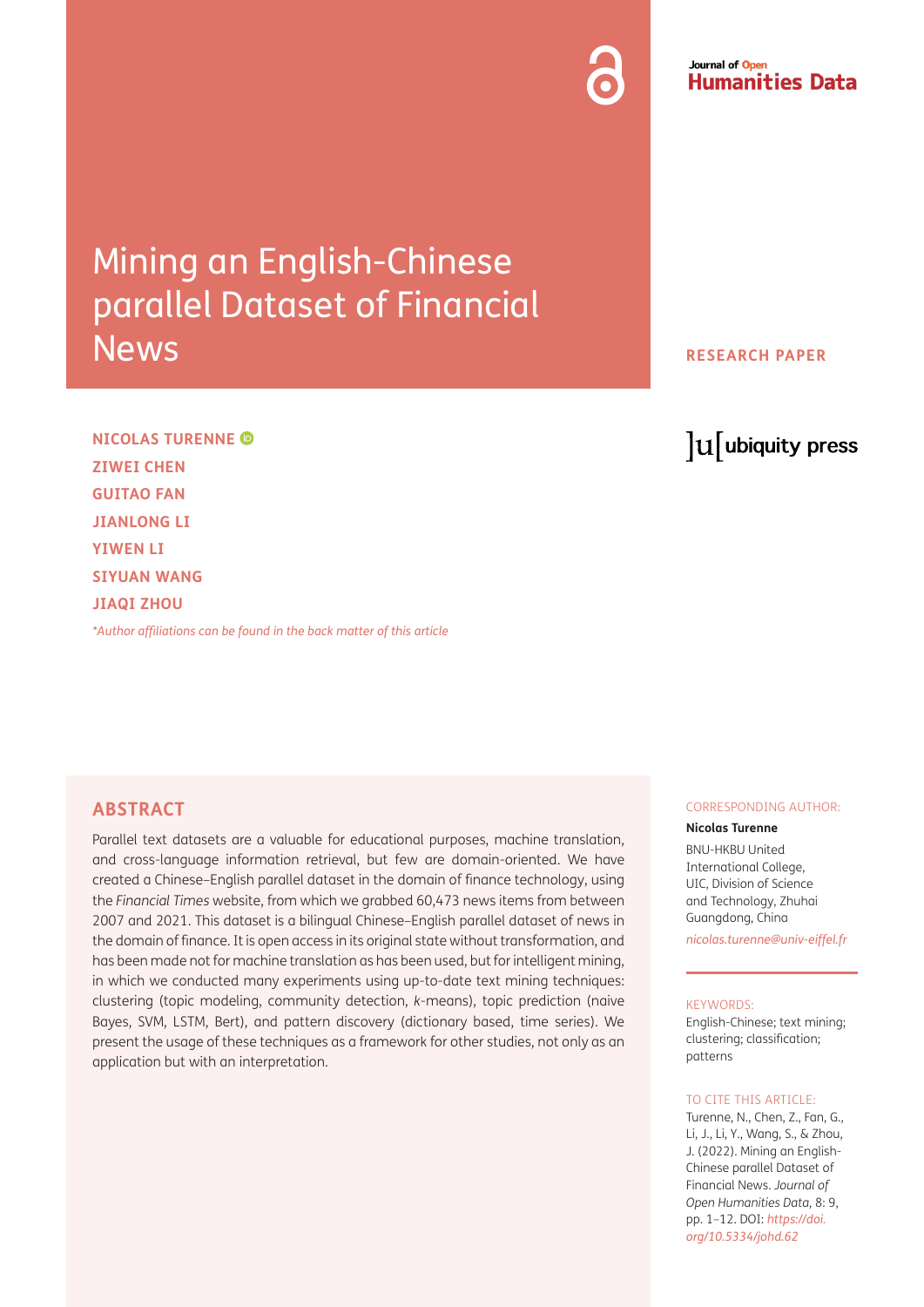Journal of Open Humanities Data

# Mining an English-Chinese parallel Dataset of Financial News

RESEARCH PAPER

**NICOLAS TURENNE**

**ZIWEI CHEN**

**GUITAO FAN**

**JIANLONG LI**

**YIWEN LI**

**SIYUAN WANG**

**JIAQI ZHOU**

*\*Author affiliations can be found in the back matter of this article*

## ABSTRACT

Parallel text datasets are a valuable for educational purposes, machine translation, and cross-language information retrieval, but few are domain-oriented. We have created a Chinese–English parallel dataset in the domain of finance technology, using the *Financial Times* website, from which we grabbed 60,473 news items from between 2007 and 2021. This dataset is a bilingual Chinese–English parallel dataset of news in the domain of finance. It is open access in its original state without transformation, and has been made not for machine translation as has been used, but for intelligent mining, in which we conducted many experiments using up-to-date text mining techniques: clustering (topic modeling, community detection, *k*-means), topic prediction (naive Bayes, SVM, LSTM, Bert), and pattern discovery (dictionary based, time series). We present the usage of these techniques as a framework for other studies, not only as an application but with an interpretation.

CORRESPONDING AUTHOR:

**Nicolas Turenne**

BNU-HKBU United International College, UIC, Division of Science and Technology, Zhuhai Guangdong, China

*nicolas.turenne@univ-eiffel.fr*

KEYWORDS:

English-Chinese; text mining; clustering; classification; patterns

TO CITE THIS ARTICLE:

Turenne, N., Chen, Z., Fan, G., Li, J., Li, Y., Wang, S., & Zhou, J. (2022). Mining an English-Chinese parallel Dataset of Financial News. *Journal of Open Humanities Data*, 8: 9, pp. 1–12. DOI: *https://doi.org/10.5334/johd.62*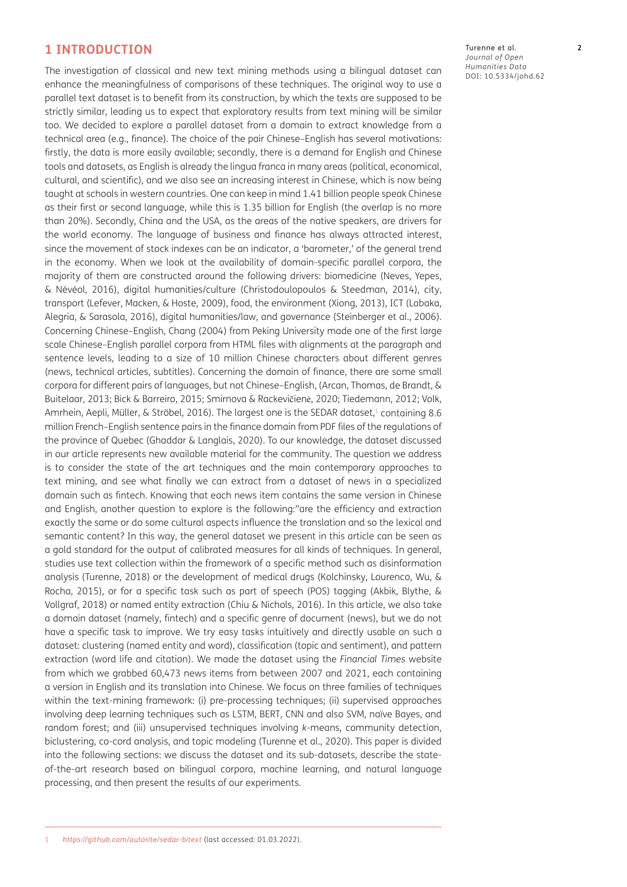# 1 INTRODUCTION

The investigation of classical and new text mining methods using a bilingual dataset can enhance the meaningfulness of comparisons of these techniques. The original way to use a parallel text dataset is to benefit from its construction, by which the texts are supposed to be strictly similar, leading us to expect that exploratory results from text mining will be similar too. We decided to explore a parallel dataset from a domain to extract knowledge from a technical area (e.g., finance). The choice of the pair Chinese–English has several motivations: firstly, the data is more easily available; secondly, there is a demand for English and Chinese tools and datasets, as English is already the lingua franca in many areas (political, economical, cultural, and scientific), and we also see an increasing interest in Chinese, which is now being taught at schools in western countries. One can keep in mind 1.41 billion people speak Chinese as their first or second language, while this is 1.35 billion for English (the overlap is no more than 20%). Secondly, China and the USA, as the areas of the native speakers, are drivers for the world economy. The language of business and finance has always attracted interest, since the movement of stock indexes can be an indicator, a 'barometer,' of the general trend in the economy. When we look at the availability of domain-specific parallel corpora, the majority of them are constructed around the following drivers: biomedicine (Neves, Yepes, & Névéol, 2016), digital humanities/culture (Christodoulopoulos & Steedman, 2014), city, transport (Lefever, Macken, & Hoste, 2009), food, the environment (Xiong, 2013), ICT (Labaka, Alegria, & Sarasola, 2016), digital humanities/law, and governance (Steinberger et al., 2006). Concerning Chinese–English, Chang (2004) from Peking University made one of the first large scale Chinese–English parallel corpora from HTML files with alignments at the paragraph and sentence levels, leading to a size of 10 million Chinese characters about different genres (news, technical articles, subtitles). Concerning the domain of finance, there are some small corpora for different pairs of languages, but not Chinese–English, (Arcan, Thomas, de Brandt, & Buitelaar, 2013; Bick & Barreiro, 2015; Smirnova & Rackevičienė, 2020; Tiedemann, 2012; Volk, Amrhein, Aepli, Müller, & Ströbel, 2016). The largest one is the SEDAR dataset,[1] containing 8.6 million French–English sentence pairs in the finance domain from PDF files of the regulations of the province of Quebec (Ghaddar & Langlais, 2020). To our knowledge, the dataset discussed in our article represents new available material for the community. The question we address is to consider the state of the art techniques and the main contemporary approaches to text mining, and see what finally we can extract from a dataset of news in a specialized domain such as fintech. Knowing that each news item contains the same version in Chinese and English, another question to explore is the following:"are the efficiency and extraction exactly the same or do some cultural aspects influence the translation and so the lexical and semantic content? In this way, the general dataset we present in this article can be seen as a gold standard for the output of calibrated measures for all kinds of techniques. In general, studies use text collection within the framework of a specific method such as disinformation analysis (Turenne, 2018) or the development of medical drugs (Kolchinsky, Lourenco, Wu, & Rocha, 2015), or for a specific task such as part of speech (POS) tagging (Akbik, Blythe, & Vollgraf, 2018) or named entity extraction (Chiu & Nichols, 2016). In this article, we also take a domain dataset (namely, fintech) and a specific genre of document (news), but we do not have a specific task to improve. We try easy tasks intuitively and directly usable on such a dataset: clustering (named entity and word), classification (topic and sentiment), and pattern extraction (word life and citation). We made the dataset using the *Financial Times* website from which we grabbed 60,473 news items from between 2007 and 2021, each containing a version in English and its translation into Chinese. We focus on three families of techniques within the text-mining framework: (i) pre-processing techniques; (ii) supervised approaches involving deep learning techniques such as LSTM, BERT, CNN and also SVM, naïve Bayes, and random forest; and (iii) unsupervised techniques involving *k*-means, community detection, biclustering, co-cord analysis, and topic modeling (Turenne et al., 2020). This paper is divided into the following sections: we discuss the dataset and its sub-datasets, describe the state-of-the-art research based on bilingual corpora, machine learning, and natural language processing, and then present the results of our experiments.

---

1 *https://github.com/autorite/sedar-bitext* (last accessed: 01.03.2022).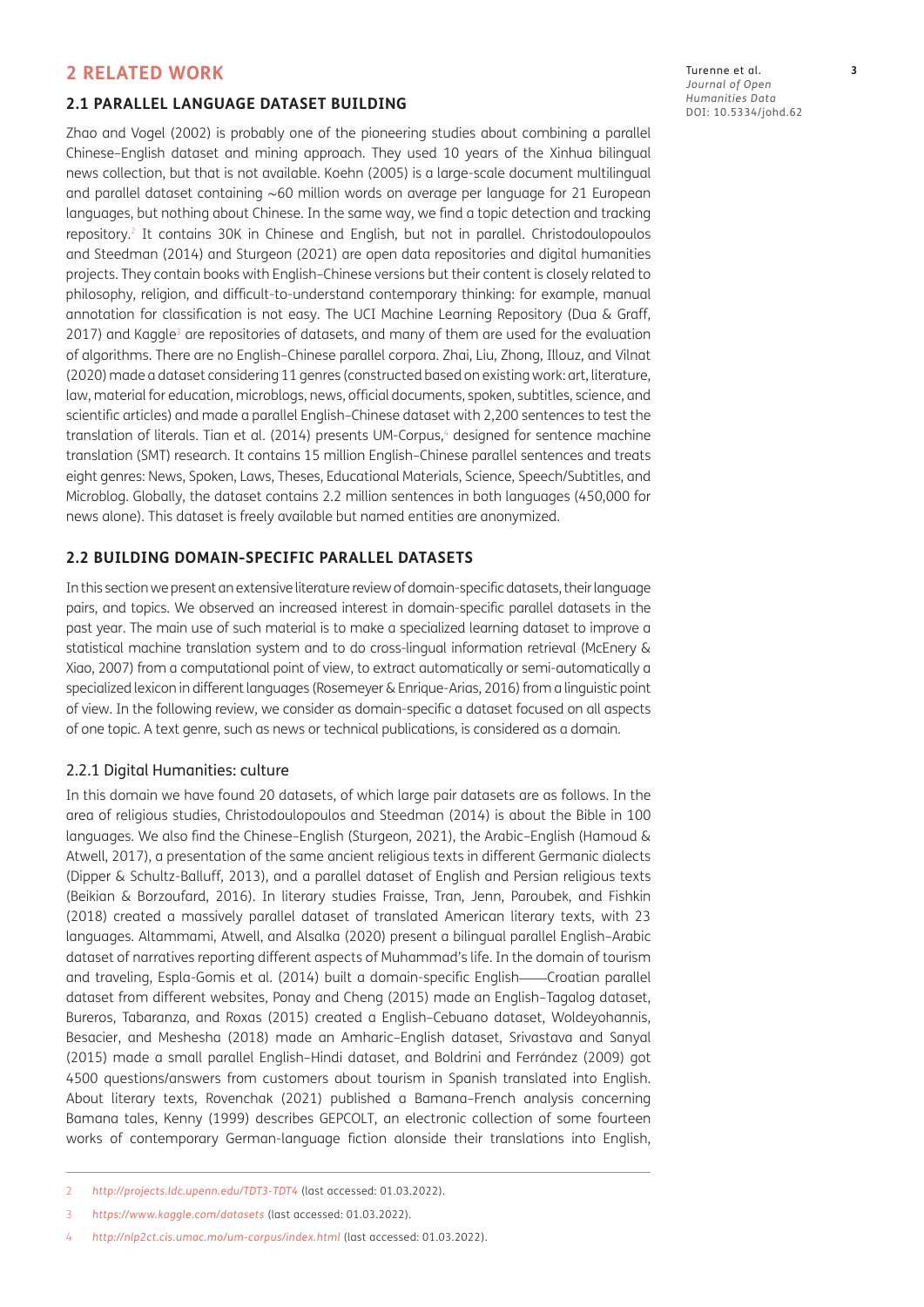## 2 RELATED WORK

### 2.1 PARALLEL LANGUAGE DATASET BUILDING

Zhao and Vogel (2002) is probably one of the pioneering studies about combining a parallel Chinese–English dataset and mining approach. They used 10 years of the Xinhua bilingual news collection, but that is not available. Koehn (2005) is a large-scale document multilingual and parallel dataset containing ~60 million words on average per language for 21 European languages, but nothing about Chinese. In the same way, we find a topic detection and tracking repository.[2] It contains 30K in Chinese and English, but not in parallel. Christodoulopoulos and Steedman (2014) and Sturgeon (2021) are open data repositories and digital humanities projects. They contain books with English–Chinese versions but their content is closely related to philosophy, religion, and difficult-to-understand contemporary thinking: for example, manual annotation for classification is not easy. The UCI Machine Learning Repository (Dua & Graff, 2017) and Kaggle[3] are repositories of datasets, and many of them are used for the evaluation of algorithms. There are no English–Chinese parallel corpora. Zhai, Liu, Zhong, Illouz, and Vilnat (2020) made a dataset considering 11 genres (constructed based on existing work: art, literature, law, material for education, microblogs, news, official documents, spoken, subtitles, science, and scientific articles) and made a parallel English–Chinese dataset with 2,200 sentences to test the translation of literals. Tian et al. (2014) presents UM-Corpus,[4] designed for sentence machine translation (SMT) research. It contains 15 million English–Chinese parallel sentences and treats eight genres: News, Spoken, Laws, Theses, Educational Materials, Science, Speech/Subtitles, and Microblog. Globally, the dataset contains 2.2 million sentences in both languages (450,000 for news alone). This dataset is freely available but named entities are anonymized.

### 2.2 BUILDING DOMAIN-SPECIFIC PARALLEL DATASETS

In this section we present an extensive literature review of domain-specific datasets, their language pairs, and topics. We observed an increased interest in domain-specific parallel datasets in the past year. The main use of such material is to make a specialized learning dataset to improve a statistical machine translation system and to do cross-lingual information retrieval (McEnery & Xiao, 2007) from a computational point of view, to extract automatically or semi-automatically a specialized lexicon in different languages (Rosemeyer & Enrique-Arias, 2016) from a linguistic point of view. In the following review, we consider as domain-specific a dataset focused on all aspects of one topic. A text genre, such as news or technical publications, is considered as a domain.

#### 2.2.1 Digital Humanities: culture

In this domain we have found 20 datasets, of which large pair datasets are as follows. In the area of religious studies, Christodoulopoulos and Steedman (2014) is about the Bible in 100 languages. We also find the Chinese–English (Sturgeon, 2021), the Arabic–English (Hamoud & Atwell, 2017), a presentation of the same ancient religious texts in different Germanic dialects (Dipper & Schultz-Balluff, 2013), and a parallel dataset of English and Persian religious texts (Beikian & Borzoufard, 2016). In literary studies Fraisse, Tran, Jenn, Paroubek, and Fishkin (2018) created a massively parallel dataset of translated American literary texts, with 23 languages. Altammami, Atwell, and Alsalka (2020) present a bilingual parallel English–Arabic dataset of narratives reporting different aspects of Muhammad's life. In the domain of tourism and traveling, Espla-Gomis et al. (2014) built a domain-specific English——Croatian parallel dataset from different websites, Ponay and Cheng (2015) made an English–Tagalog dataset, Bureros, Tabaranza, and Roxas (2015) created a English–Cebuano dataset, Woldeyohannis, Besacier, and Meshesha (2018) made an Amharic–English dataset, Srivastava and Sanyal (2015) made a small parallel English–Hindi dataset, and Boldrini and Ferrández (2009) got 4500 questions/answers from customers about tourism in Spanish translated into English. About literary texts, Rovenchak (2021) published a Bamana–French analysis concerning Bamana tales, Kenny (1999) describes GEPCOLT, an electronic collection of some fourteen works of contemporary German-language fiction alonside their translations into English,

---

2 *http://projects.ldc.upenn.edu/TDT3-TDT4* (last accessed: 01.03.2022).

3 *https://www.kaggle.com/datasets* (last accessed: 01.03.2022).

4 *http://nlp2ct.cis.umac.mo/um-corpus/index.html* (last accessed: 01.03.2022).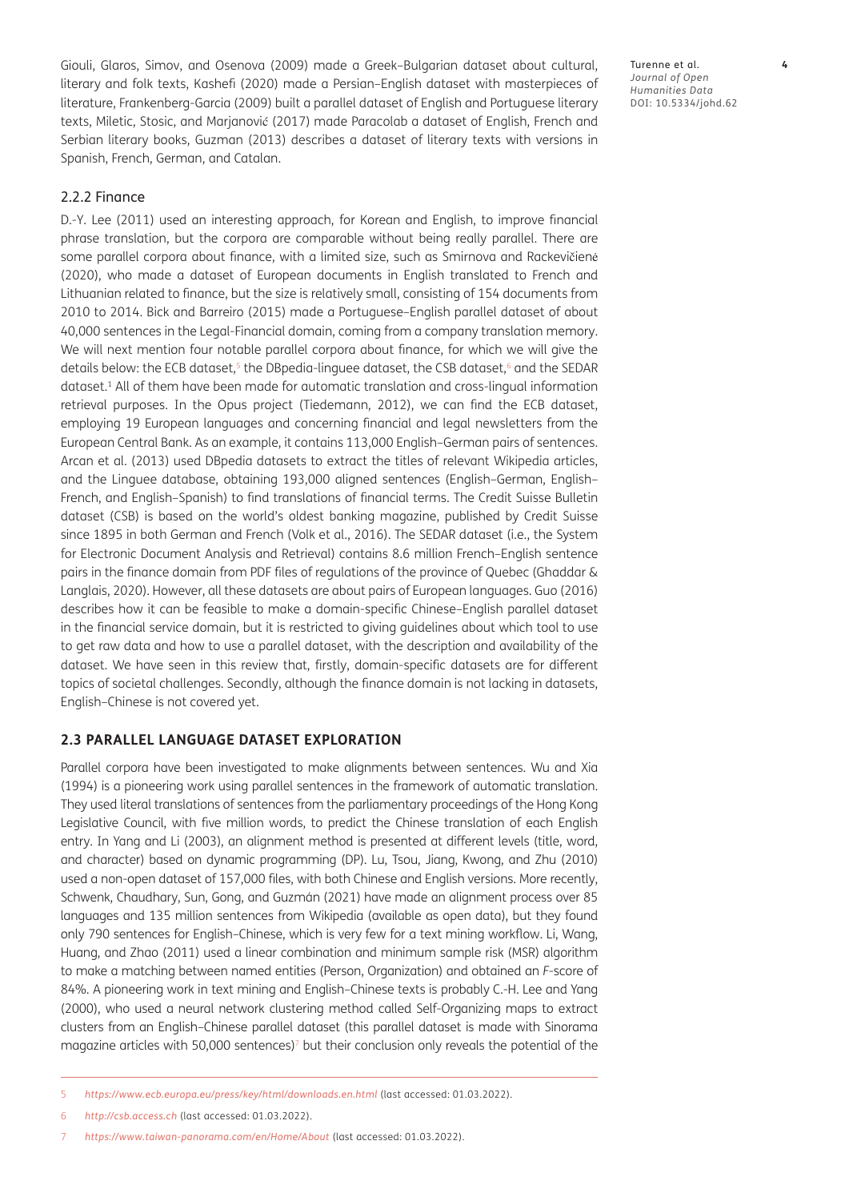Giouli, Glaros, Simov, and Osenova (2009) made a Greek–Bulgarian dataset about cultural, literary and folk texts, Kashefi (2020) made a Persian–English dataset with masterpieces of literature, Frankenberg-Garcia (2009) built a parallel dataset of English and Portuguese literary texts, Miletic, Stosic, and Marjanović (2017) made Paracolab a dataset of English, French and Serbian literary books, Guzman (2013) describes a dataset of literary texts with versions in Spanish, French, German, and Catalan.

### 2.2.2 Finance

D.-Y. Lee (2011) used an interesting approach, for Korean and English, to improve financial phrase translation, but the corpora are comparable without being really parallel. There are some parallel corpora about finance, with a limited size, such as Smirnova and Rackevičienė (2020), who made a dataset of European documents in English translated to French and Lithuanian related to finance, but the size is relatively small, consisting of 154 documents from 2010 to 2014. Bick and Barreiro (2015) made a Portuguese–English parallel dataset of about 40,000 sentences in the Legal-Financial domain, coming from a company translation memory. We will next mention four notable parallel corpora about finance, for which we will give the details below: the ECB dataset,[5] the DBpedia-linguee dataset, the CSB dataset,[6] and the SEDAR dataset.[1] All of them have been made for automatic translation and cross-lingual information retrieval purposes. In the Opus project (Tiedemann, 2012), we can find the ECB dataset, employing 19 European languages and concerning financial and legal newsletters from the European Central Bank. As an example, it contains 113,000 English–German pairs of sentences. Arcan et al. (2013) used DBpedia datasets to extract the titles of relevant Wikipedia articles, and the Linguee database, obtaining 193,000 aligned sentences (English–German, English–French, and English–Spanish) to find translations of financial terms. The Credit Suisse Bulletin dataset (CSB) is based on the world's oldest banking magazine, published by Credit Suisse since 1895 in both German and French (Volk et al., 2016). The SEDAR dataset (i.e., the System for Electronic Document Analysis and Retrieval) contains 8.6 million French–English sentence pairs in the finance domain from PDF files of regulations of the province of Quebec (Ghaddar & Langlais, 2020). However, all these datasets are about pairs of European languages. Guo (2016) describes how it can be feasible to make a domain-specific Chinese–English parallel dataset in the financial service domain, but it is restricted to giving guidelines about which tool to use to get raw data and how to use a parallel dataset, with the description and availability of the dataset. We have seen in this review that, firstly, domain-specific datasets are for different topics of societal challenges. Secondly, although the finance domain is not lacking in datasets, English–Chinese is not covered yet.

## 2.3 PARALLEL LANGUAGE DATASET EXPLORATION

Parallel corpora have been investigated to make alignments between sentences. Wu and Xia (1994) is a pioneering work using parallel sentences in the framework of automatic translation. They used literal translations of sentences from the parliamentary proceedings of the Hong Kong Legislative Council, with five million words, to predict the Chinese translation of each English entry. In Yang and Li (2003), an alignment method is presented at different levels (title, word, and character) based on dynamic programming (DP). Lu, Tsou, Jiang, Kwong, and Zhu (2010) used a non-open dataset of 157,000 files, with both Chinese and English versions. More recently, Schwenk, Chaudhary, Sun, Gong, and Guzmán (2021) have made an alignment process over 85 languages and 135 million sentences from Wikipedia (available as open data), but they found only 790 sentences for English–Chinese, which is very few for a text mining workflow. Li, Wang, Huang, and Zhao (2011) used a linear combination and minimum sample risk (MSR) algorithm to make a matching between named entities (Person, Organization) and obtained an *F*-score of 84%. A pioneering work in text mining and English–Chinese texts is probably C.-H. Lee and Yang (2000), who used a neural network clustering method called Self-Organizing maps to extract clusters from an English–Chinese parallel dataset (this parallel dataset is made with Sinorama magazine articles with 50,000 sentences)[7] but their conclusion only reveals the potential of the

---

5 *https://www.ecb.europa.eu/press/key/html/downloads.en.html* (last accessed: 01.03.2022).

6 *http://csb.access.ch* (last accessed: 01.03.2022).

7 *https://www.taiwan-panorama.com/en/Home/About* (last accessed: 01.03.2022).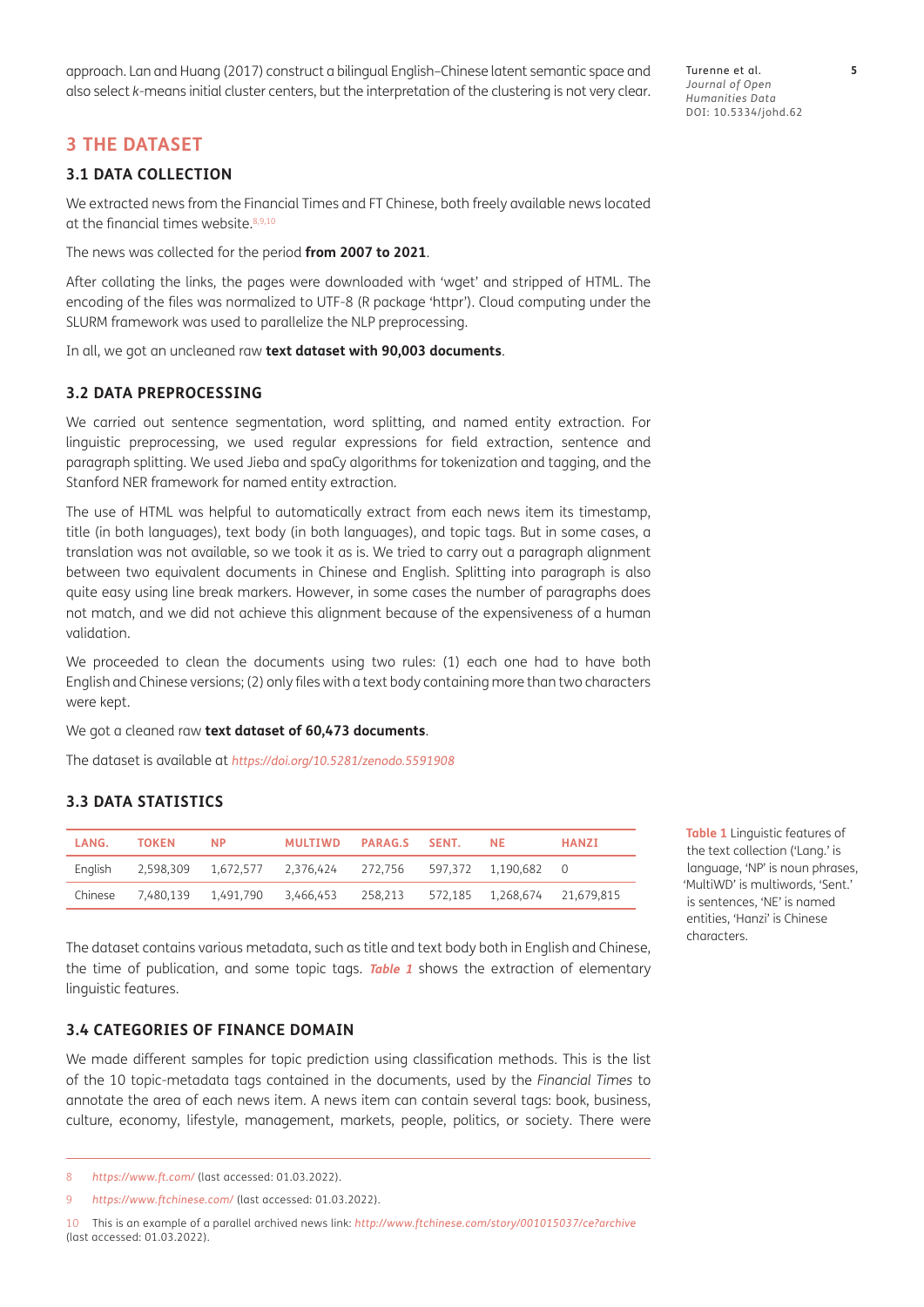approach. Lan and Huang (2017) construct a bilingual English–Chinese latent semantic space and also select *k*-means initial cluster centers, but the interpretation of the clustering is not very clear.

## 3 THE DATASET

### 3.1 DATA COLLECTION

We extracted news from the Financial Times and FT Chinese, both freely available news located at the financial times website.[8,9,10]

The news was collected for the period **from 2007 to 2021**.

After collating the links, the pages were downloaded with 'wget' and stripped of HTML. The encoding of the files was normalized to UTF-8 (R package 'httpr'). Cloud computing under the SLURM framework was used to parallelize the NLP preprocessing.

In all, we got an uncleaned raw **text dataset with 90,003 documents**.

### 3.2 DATA PREPROCESSING

We carried out sentence segmentation, word splitting, and named entity extraction. For linguistic preprocessing, we used regular expressions for field extraction, sentence and paragraph splitting. We used Jieba and spaCy algorithms for tokenization and tagging, and the Stanford NER framework for named entity extraction.

The use of HTML was helpful to automatically extract from each news item its timestamp, title (in both languages), text body (in both languages), and topic tags. But in some cases, a translation was not available, so we took it as is. We tried to carry out a paragraph alignment between two equivalent documents in Chinese and English. Splitting into paragraph is also quite easy using line break markers. However, in some cases the number of paragraphs does not match, and we did not achieve this alignment because of the expensiveness of a human validation.

We proceeded to clean the documents using two rules: (1) each one had to have both English and Chinese versions; (2) only files with a text body containing more than two characters were kept.

We got a cleaned raw **text dataset of 60,473 documents**.

The dataset is available at *https://doi.org/10.5281/zenodo.5591908*

### 3.3 DATA STATISTICS

| LANG. | TOKEN | NP | MULTIWD | PARAG.S | SENT. | NE | HANZI |
|---|---|---|---|---|---|---|---|
| English | 2,598,309 | 1,672,577 | 2,376,424 | 272,756 | 597,372 | 1,190,682 | 0 |
| Chinese | 7,480,139 | 1,491,790 | 3,466,453 | 258,213 | 572,185 | 1,268,674 | 21,679,815 |

**Table 1** Linguistic features of the text collection ('Lang.' is language, 'NP' is noun phrases, 'MultiWD' is multiwords, 'Sent.' is sentences, 'NE' is named entities, 'Hanzi' is Chinese characters.

The dataset contains various metadata, such as title and text body both in English and Chinese, the time of publication, and some topic tags. ***Table 1*** shows the extraction of elementary linguistic features.

### 3.4 CATEGORIES OF FINANCE DOMAIN

We made different samples for topic prediction using classification methods. This is the list of the 10 topic-metadata tags contained in the documents, used by the *Financial Times* to annotate the area of each news item. A news item can contain several tags: book, business, culture, economy, lifestyle, management, markets, people, politics, or society. There were

---

8 *https://www.ft.com/* (last accessed: 01.03.2022).

9 *https://www.ftchinese.com/* (last accessed: 01.03.2022).

10 This is an example of a parallel archived news link: *http://www.ftchinese.com/story/001015037/ce?archive* (last accessed: 01.03.2022).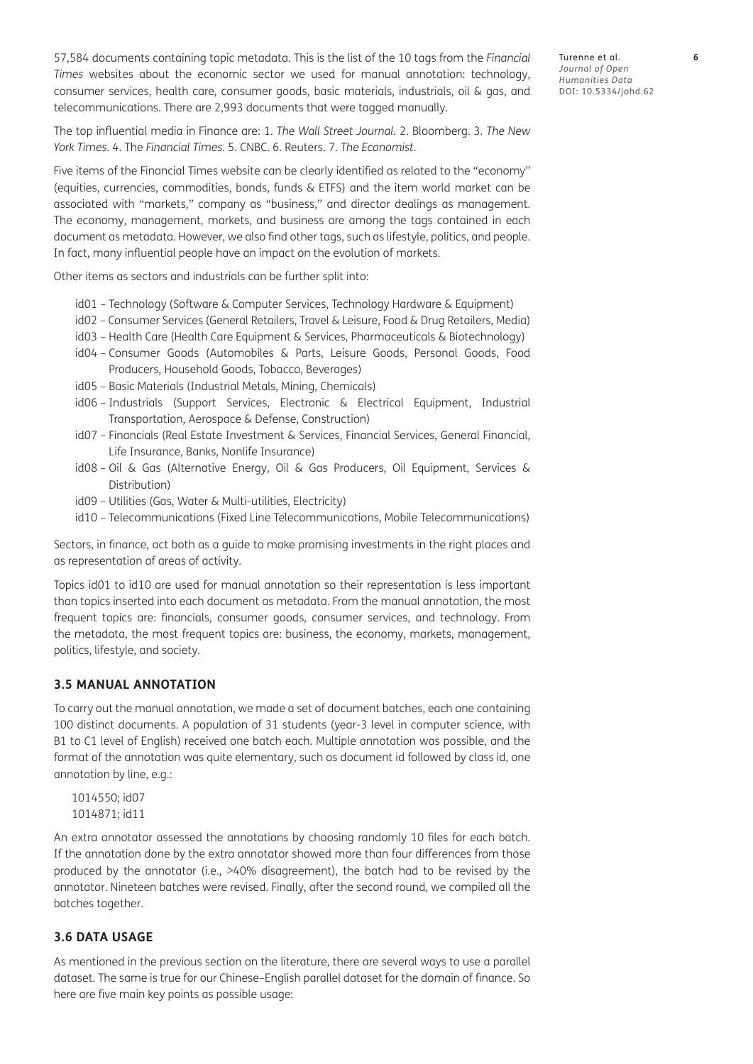57,584 documents containing topic metadata. This is the list of the 10 tags from the *Financial Times* websites about the economic sector we used for manual annotation: technology, consumer services, health care, consumer goods, basic materials, industrials, oil & gas, and telecommunications. There are 2,993 documents that were tagged manually.

The top influential media in Finance are: 1. *The Wall Street Journal*. 2. Bloomberg. 3. *The New York Times*. 4. The *Financial Times*. 5. CNBC. 6. Reuters. 7. *The Economist*.

Five items of the Financial Times website can be clearly identified as related to the "economy" (equities, currencies, commodities, bonds, funds & ETFS) and the item world market can be associated with "markets," company as "business," and director dealings as management. The economy, management, markets, and business are among the tags contained in each document as metadata. However, we also find other tags, such as lifestyle, politics, and people. In fact, many influential people have an impact on the evolution of markets.

Other items as sectors and industrials can be further split into:

- id01 – Technology (Software & Computer Services, Technology Hardware & Equipment)
- id02 – Consumer Services (General Retailers, Travel & Leisure, Food & Drug Retailers, Media)
- id03 – Health Care (Health Care Equipment & Services, Pharmaceuticals & Biotechnology)
- id04 – Consumer Goods (Automobiles & Parts, Leisure Goods, Personal Goods, Food Producers, Household Goods, Tobacco, Beverages)
- id05 – Basic Materials (Industrial Metals, Mining, Chemicals)
- id06 – Industrials (Support Services, Electronic & Electrical Equipment, Industrial Transportation, Aerospace & Defense, Construction)
- id07 – Financials (Real Estate Investment & Services, Financial Services, General Financial, Life Insurance, Banks, Nonlife Insurance)
- id08 – Oil & Gas (Alternative Energy, Oil & Gas Producers, Oil Equipment, Services & Distribution)
- id09 – Utilities (Gas, Water & Multi-utilities, Electricity)
- id10 – Telecommunications (Fixed Line Telecommunications, Mobile Telecommunications)

Sectors, in finance, act both as a guide to make promising investments in the right places and as representation of areas of activity.

Topics id01 to id10 are used for manual annotation so their representation is less important than topics inserted into each document as metadata. From the manual annotation, the most frequent topics are: financials, consumer goods, consumer services, and technology. From the metadata, the most frequent topics are: business, the economy, markets, management, politics, lifestyle, and society.

### 3.5 MANUAL ANNOTATION

To carry out the manual annotation, we made a set of document batches, each one containing 100 distinct documents. A population of 31 students (year-3 level in computer science, with B1 to C1 level of English) received one batch each. Multiple annotation was possible, and the format of the annotation was quite elementary, such as document id followed by class id, one annotation by line, e.g.:

```
1014550; id07
1014871; id11
```

An extra annotator assessed the annotations by choosing randomly 10 files for each batch. If the annotation done by the extra annotator showed more than four differences from those produced by the annotator (i.e., >40% disagreement), the batch had to be revised by the annotator. Nineteen batches were revised. Finally, after the second round, we compiled all the batches together.

### 3.6 DATA USAGE

As mentioned in the previous section on the literature, there are several ways to use a parallel dataset. The same is true for our Chinese–English parallel dataset for the domain of finance. So here are five main key points as possible usage: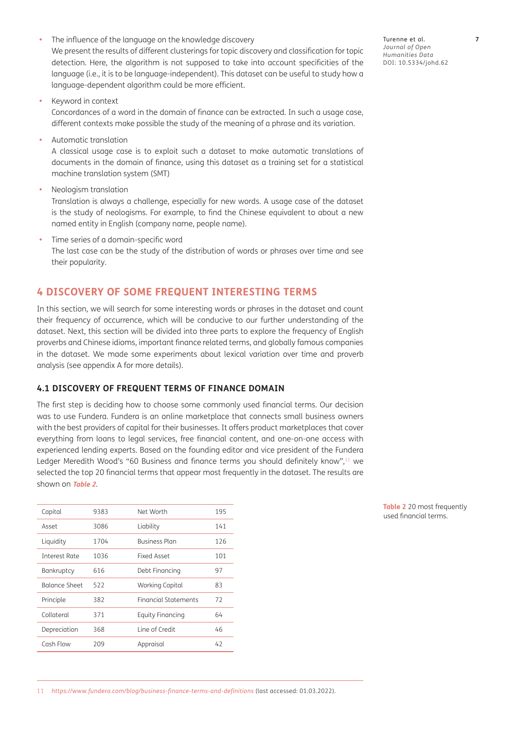- The influence of the language on the knowledge discovery
  We present the results of different clusterings for topic discovery and classification for topic detection. Here, the algorithm is not supposed to take into account specificities of the language (i.e., it is to be language-independent). This dataset can be useful to study how a language-dependent algorithm could be more efficient.
- Keyword in context
  Concordances of a word in the domain of finance can be extracted. In such a usage case, different contexts make possible the study of the meaning of a phrase and its variation.
- Automatic translation
  A classical usage case is to exploit such a dataset to make automatic translations of documents in the domain of finance, using this dataset as a training set for a statistical machine translation system (SMT)
- Neologism translation
  Translation is always a challenge, especially for new words. A usage case of the dataset is the study of neologisms. For example, to find the Chinese equivalent to about a new named entity in English (company name, people name).
- Time series of a domain-specific word
  The last case can be the study of the distribution of words or phrases over time and see their popularity.

## 4 DISCOVERY OF SOME FREQUENT INTERESTING TERMS

In this section, we will search for some interesting words or phrases in the dataset and count their frequency of occurrence, which will be conducive to our further understanding of the dataset. Next, this section will be divided into three parts to explore the frequency of English proverbs and Chinese idioms, important finance related terms, and globally famous companies in the dataset. We made some experiments about lexical variation over time and proverb analysis (see appendix A for more details).

### 4.1 DISCOVERY OF FREQUENT TERMS OF FINANCE DOMAIN

The first step is deciding how to choose some commonly used financial terms. Our decision was to use Fundera. Fundera is an online marketplace that connects small business owners with the best providers of capital for their businesses. It offers product marketplaces that cover everything from loans to legal services, free financial content, and one-on-one access with experienced lending experts. Based on the founding editor and vice president of the Fundera Ledger Meredith Wood's "60 Business and finance terms you should definitely know",[11] we selected the top 20 financial terms that appear most frequently in the dataset. The results are shown on *Table 2*.

| | | | |
|---|---|---|---|
| Capital | 9383 | Net Worth | 195 |
| Asset | 3086 | Liability | 141 |
| Liquidity | 1704 | Business Plan | 126 |
| Interest Rate | 1036 | Fixed Asset | 101 |
| Bankruptcy | 616 | Debt Financing | 97 |
| Balance Sheet | 522 | Working Capital | 83 |
| Principle | 382 | Financial Statements | 72 |
| Collateral | 371 | Equity Financing | 64 |
| Depreciation | 368 | Line of Credit | 46 |
| Cash Flow | 209 | Appraisal | 42 |

**Table 2** 20 most frequently used financial terms.

11 *https://www.fundera.com/blog/business-finance-terms-and-definitions* (last accessed: 01.03.2022).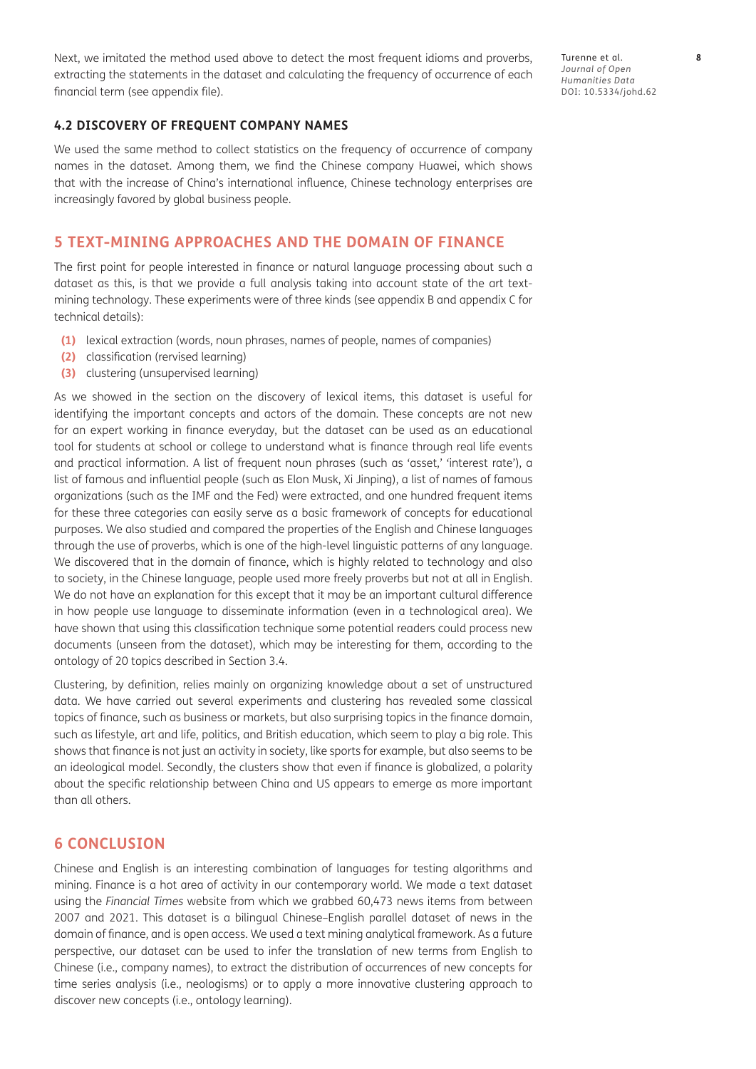Next, we imitated the method used above to detect the most frequent idioms and proverbs, extracting the statements in the dataset and calculating the frequency of occurrence of each financial term (see appendix file).

### 4.2 DISCOVERY OF FREQUENT COMPANY NAMES

We used the same method to collect statistics on the frequency of occurrence of company names in the dataset. Among them, we find the Chinese company Huawei, which shows that with the increase of China's international influence, Chinese technology enterprises are increasingly favored by global business people.

## 5 TEXT-MINING APPROACHES AND THE DOMAIN OF FINANCE

The first point for people interested in finance or natural language processing about such a dataset as this, is that we provide a full analysis taking into account state of the art text-mining technology. These experiments were of three kinds (see appendix B and appendix C for technical details):

**(1)** lexical extraction (words, noun phrases, names of people, names of companies)
**(2)** classification (rervised learning)
**(3)** clustering (unsupervised learning)

As we showed in the section on the discovery of lexical items, this dataset is useful for identifying the important concepts and actors of the domain. These concepts are not new for an expert working in finance everyday, but the dataset can be used as an educational tool for students at school or college to understand what is finance through real life events and practical information. A list of frequent noun phrases (such as 'asset,' 'interest rate'), a list of famous and influential people (such as Elon Musk, Xi Jinping), a list of names of famous organizations (such as the IMF and the Fed) were extracted, and one hundred frequent items for these three categories can easily serve as a basic framework of concepts for educational purposes. We also studied and compared the properties of the English and Chinese languages through the use of proverbs, which is one of the high-level linguistic patterns of any language. We discovered that in the domain of finance, which is highly related to technology and also to society, in the Chinese language, people used more freely proverbs but not at all in English. We do not have an explanation for this except that it may be an important cultural difference in how people use language to disseminate information (even in a technological area). We have shown that using this classification technique some potential readers could process new documents (unseen from the dataset), which may be interesting for them, according to the ontology of 20 topics described in Section 3.4.

Clustering, by definition, relies mainly on organizing knowledge about a set of unstructured data. We have carried out several experiments and clustering has revealed some classical topics of finance, such as business or markets, but also surprising topics in the finance domain, such as lifestyle, art and life, politics, and British education, which seem to play a big role. This shows that finance is not just an activity in society, like sports for example, but also seems to be an ideological model. Secondly, the clusters show that even if finance is globalized, a polarity about the specific relationship between China and US appears to emerge as more important than all others.

## 6 CONCLUSION

Chinese and English is an interesting combination of languages for testing algorithms and mining. Finance is a hot area of activity in our contemporary world. We made a text dataset using the *Financial Times* website from which we grabbed 60,473 news items from between 2007 and 2021. This dataset is a bilingual Chinese–English parallel dataset of news in the domain of finance, and is open access. We used a text mining analytical framework. As a future perspective, our dataset can be used to infer the translation of new terms from English to Chinese (i.e., company names), to extract the distribution of occurrences of new concepts for time series analysis (i.e., neologisms) or to apply a more innovative clustering approach to discover new concepts (i.e., ontology learning).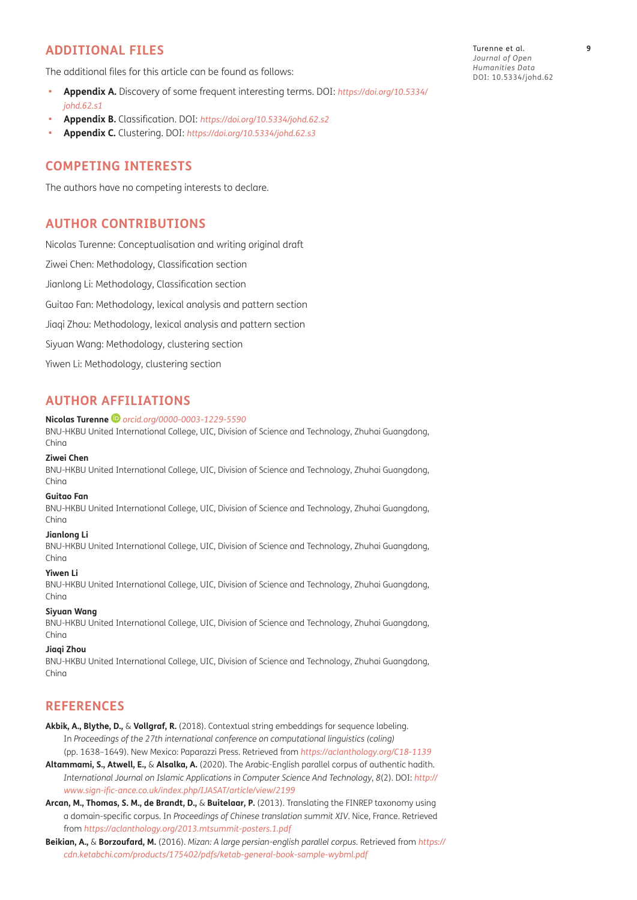## ADDITIONAL FILES

The additional files for this article can be found as follows:

- **Appendix A.** Discovery of some frequent interesting terms. DOI: *https://doi.org/10.5334/johd.62.s1*
- **Appendix B.** Classification. DOI: *https://doi.org/10.5334/johd.62.s2*
- **Appendix C.** Clustering. DOI: *https://doi.org/10.5334/johd.62.s3*

## COMPETING INTERESTS

The authors have no competing interests to declare.

## AUTHOR CONTRIBUTIONS

Nicolas Turenne: Conceptualisation and writing original draft

Ziwei Chen: Methodology, Classification section

Jianlong Li: Methodology, Classification section

Guitao Fan: Methodology, lexical analysis and pattern section

Jiaqi Zhou: Methodology, lexical analysis and pattern section

Siyuan Wang: Methodology, clustering section

Yiwen Li: Methodology, clustering section

## AUTHOR AFFILIATIONS

**Nicolas Turenne** *orcid.org/0000-0003-1229-5590*
BNU-HKBU United International College, UIC, Division of Science and Technology, Zhuhai Guangdong, China

**Ziwei Chen**
BNU-HKBU United International College, UIC, Division of Science and Technology, Zhuhai Guangdong, China

**Guitao Fan**
BNU-HKBU United International College, UIC, Division of Science and Technology, Zhuhai Guangdong, China

**Jianlong Li**
BNU-HKBU United International College, UIC, Division of Science and Technology, Zhuhai Guangdong, China

**Yiwen Li**
BNU-HKBU United International College, UIC, Division of Science and Technology, Zhuhai Guangdong, China

**Siyuan Wang**
BNU-HKBU United International College, UIC, Division of Science and Technology, Zhuhai Guangdong, China

**Jiaqi Zhou**
BNU-HKBU United International College, UIC, Division of Science and Technology, Zhuhai Guangdong, China

## REFERENCES

**Akbik, A., Blythe, D.,** & **Vollgraf, R.** (2018). Contextual string embeddings for sequence labeling. In *Proceedings of the 27th international conference on computational linguistics (coling)* (pp. 1638–1649). New Mexico: Paparazzi Press. Retrieved from *https://aclanthology.org/C18-1139*

**Altammami, S., Atwell, E.,** & **Alsalka, A.** (2020). The Arabic-English parallel corpus of authentic hadith. *International Journal on Islamic Applications in Computer Science And Technology*, *8*(2). DOI: *http://www.sign-ific-ance.co.uk/index.php/IJASAT/article/view/2199*

**Arcan, M., Thomas, S. M., de Brandt, D.,** & **Buitelaar, P.** (2013). Translating the FINREP taxonomy using a domain-specific corpus. In *Proceedings of Chinese translation summit XIV*. Nice, France. Retrieved from *https://aclanthology.org/2013.mtsummit-posters.1.pdf*

**Beikian, A.,** & **Borzoufard, M.** (2016). *Mizan: A large persian-english parallel corpus.* Retrieved from *https://cdn.ketabchi.com/products/175402/pdfs/ketab-general-book-sample-wybml.pdf*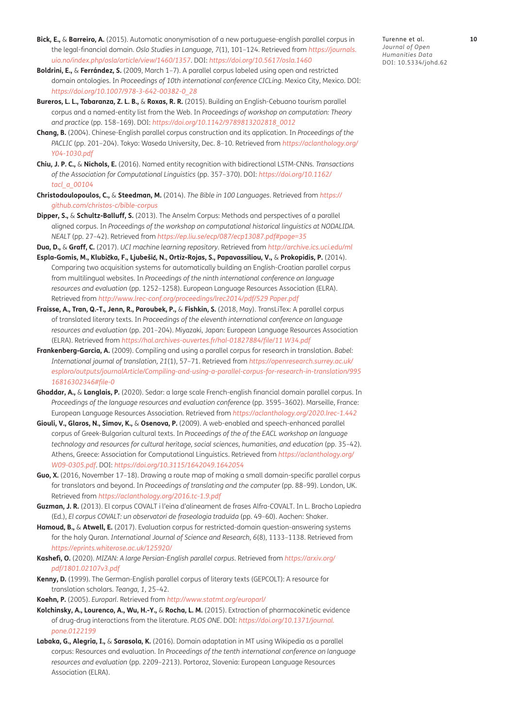**Bick, E.,** & **Barreiro, A.** (2015). Automatic anonymisation of a new portuguese-english parallel corpus in the legal-financial domain. *Oslo Studies in Language, 7*(1), 101–124. Retrieved from *https://journals.uio.no/index.php/osla/article/view/1460/1357*. DOI: *https://doi.org/10.5617/osla.1460*

**Boldrini, E.,** & **Ferrández, S.** (2009, March 1–7). A parallel corpus labeled using open and restricted domain ontologies. In *Proceedings of 10th international conference CICLing.* Mexico City, Mexico. DOI: *https://doi.org/10.1007/978-3-642-00382-0_28*

**Bureros, L. L., Tabaranza, Z. L. B.,** & **Roxas, R. R.** (2015). Building an English-Cebuano tourism parallel corpus and a named-entity list from the Web. In *Proceedings of workshop on computation: Theory and practice* (pp. 158–169). DOI: *https://doi.org/10.1142/9789813202818_0012*

**Chang, B.** (2004). Chinese-English parallel corpus construction and its application. In *Proceedings of the PACLIC* (pp. 201–204). Tokyo: Waseda University, Dec. 8–10. Retrieved from *https://aclanthology.org/Y04-1030.pdf*

**Chiu, J. P. C.,** & **Nichols, E.** (2016). Named entity recognition with bidirectional LSTM-CNNs. *Transactions of the Association for Computational Linguistics* (pp. 357–370). DOI: *https://doi.org/10.1162/tacl_a_00104*

**Christodoulopoulos, C.,** & **Steedman, M.** (2014). *The Bible in 100 Languages*. Retrieved from *https://github.com/christos-c/bible-corpus*

**Dipper, S.,** & **Schultz-Balluff, S.** (2013). The Anselm Corpus: Methods and perspectives of a parallel aligned corpus. In *Proceedings of the workshop on computational historical linguistics at NODALIDA. NEALT* (pp. 27–42). Retrieved from *https://ep.liu.se/ecp/087/ecp13087.pdf#page=35*

**Dua, D.,** & **Graff, C.** (2017). *UCI machine learning repository*. Retrieved from *http://archive.ics.uci.edu/ml*

**Espla-Gomis, M., Klubička, F., Ljubešić, N., Ortiz-Rojas, S., Papavassiliou, V.,** & **Prokopidis, P.** (2014). Comparing two acquisition systems for automatically building an English-Croatian parallel corpus from multilingual websites. In *Proceedings of the ninth international conference on language resources and evaluation* (pp. 1252–1258). European Language Resources Association (ELRA). Retrieved from *http://www.lrec-conf.org/proceedings/lrec2014/pdf/529 Paper.pdf*

**Fraisse, A., Tran, Q.-T., Jenn, R., Paroubek, P.,** & **Fishkin, S.** (2018, May). TransLiTex: A parallel corpus of translated literary texts. In *Proceedings of the eleventh international conference on language resources and evaluation* (pp. 201–204). Miyazaki, Japan: European Language Resources Association (ELRA). Retrieved from *https://hal.archives-ouvertes.fr/hal-01827884/file/11 W34.pdf*

**Frankenberg-Garcia, A.** (2009). Compiling and using a parallel corpus for research in translation. *Babel: International journal of translation, 21*(1), 57–71. Retrieved from *https://openresearch.surrey.ac.uk/esploro/outputs/journalArticle/Compiling-and-using-a-parallel-corpus-for-research-in-translation/99516816302346#file-0*

**Ghaddar, A.,** & **Langlais, P.** (2020). Sedar: a large scale French-english financial domain parallel corpus. In *Proceedings of the language resources and evaluation conference* (pp. 3595–3602). Marseille, France: European Language Resources Association. Retrieved from *https://aclanthology.org/2020.lrec-1.442*

**Giouli, V., Glaros, N., Simov, K.,** & **Osenova, P.** (2009). A web-enabled and speech-enhanced parallel corpus of Greek-Bulgarian cultural texts. In *Proceedings of the of the EACL workshop on language technology and resources for cultural heritage, social sciences, humanities, and education* (pp. 35–42). Athens, Greece: Association for Computational Linguistics. Retrieved from *https://aclanthology.org/W09-0305.pdf*. DOI: *https://doi.org/10.3115/1642049.1642054*

**Guo, X.** (2016, November 17–18). Drawing a route map of making a small domain-specific parallel corpus for translators and beyond. In *Proceedings of translating and the computer* (pp. 88–99). London, UK. Retrieved from *https://aclanthology.org/2016.tc-1.9.pdf*

**Guzman, J. R.** (2013). El corpus COVALT i l'eina d'alineament de frases Alfra-COVALT. In L. Bracho Lapiedra (Ed.), *El corpus COVALT: un observatori de fraseologia traduïda* (pp. 49–60). Aachen: Shaker.

**Hamoud, B.,** & **Atwell, E.** (2017). Evaluation corpus for restricted-domain question-answering systems for the holy Quran. *International Journal of Science and Research, 6*(8), 1133–1138. Retrieved from *https://eprints.whiterose.ac.uk/125920/*

**Kashefi, O.** (2020). *MIZAN: A large Persian-English parallel corpus*. Retrieved from *https://arxiv.org/pdf/1801.02107v3.pdf*

**Kenny, D.** (1999). The German-English parallel corpus of literary texts (GEPCOLT): A resource for translation scholars. *Teanga, 1*, 25–42.

**Koehn, P.** (2005). *Europarl*. Retrieved from *http://www.statmt.org/europarl/*

**Kolchinsky, A., Lourenco, A., Wu, H.-Y.,** & **Rocha, L. M.** (2015). Extraction of pharmacokinetic evidence of drug-drug interactions from the literature. *PLOS ONE*. DOI: *https://doi.org/10.1371/journal.pone.0122199*

**Labaka, G., Alegria, I.,** & **Sarasola, K.** (2016). Domain adaptation in MT using Wikipedia as a parallel corpus: Resources and evaluation. In *Proceedings of the tenth international conference on language resources and evaluation* (pp. 2209–2213). Portoroz, Slovenia: European Language Resources Association (ELRA).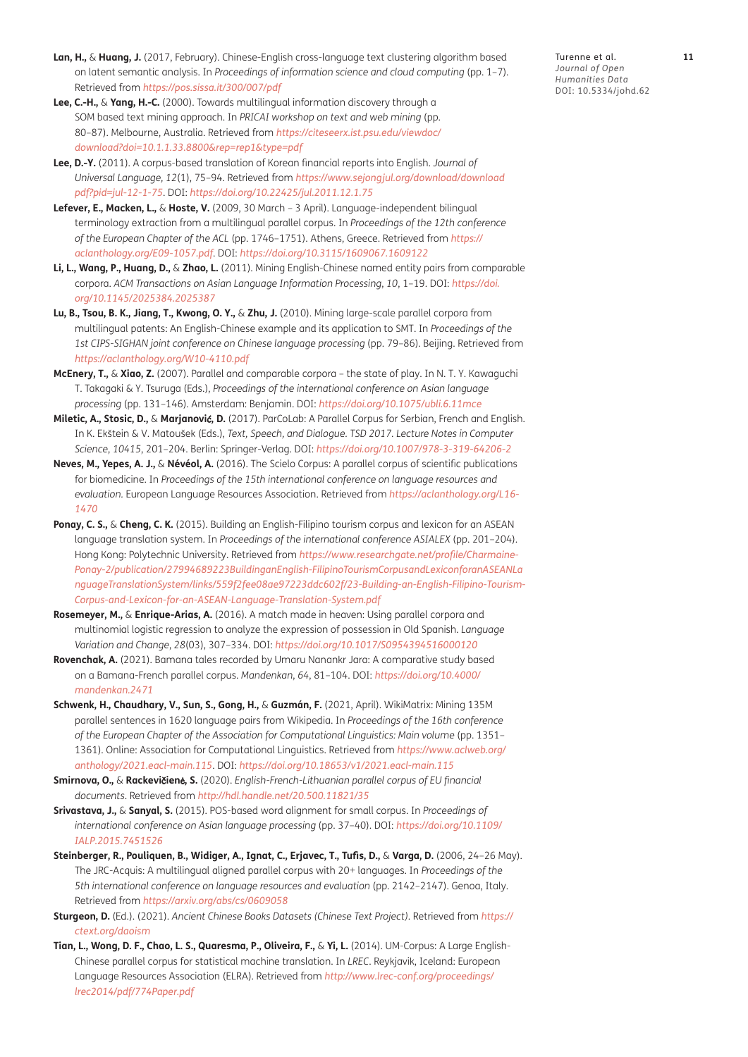**Lan, H.,** & **Huang, J.** (2017, February). Chinese-English cross-language text clustering algorithm based on latent semantic analysis. In *Proceedings of information science and cloud computing* (pp. 1–7). Retrieved from *https://pos.sissa.it/300/007/pdf*

**Lee, C.-H.,** & **Yang, H.-C.** (2000). Towards multilingual information discovery through a SOM based text mining approach. In *PRICAI workshop on text and web mining* (pp. 80–87). Melbourne, Australia. Retrieved from *https://citeseerx.ist.psu.edu/viewdoc/download?doi=10.1.1.33.8800&rep=rep1&type=pdf*

**Lee, D.-Y.** (2011). A corpus-based translation of Korean financial reports into English. *Journal of Universal Language, 12*(1), 75–94. Retrieved from *https://www.sejongjul.org/download/download pdf?pid=jul-12-1-75*. DOI: *https://doi.org/10.22425/jul.2011.12.1.75*

**Lefever, E., Macken, L.,** & **Hoste, V.** (2009, 30 March – 3 April). Language-independent bilingual terminology extraction from a multilingual parallel corpus. In *Proceedings of the 12th conference of the European Chapter of the ACL* (pp. 1746–1751). Athens, Greece. Retrieved from *https://aclanthology.org/E09-1057.pdf*. DOI: *https://doi.org/10.3115/1609067.1609122*

**Li, L., Wang, P., Huang, D.,** & **Zhao, L.** (2011). Mining English-Chinese named entity pairs from comparable corpora. *ACM Transactions on Asian Language Information Processing, 10*, 1–19. DOI: *https://doi.org/10.1145/2025384.2025387*

**Lu, B., Tsou, B. K., Jiang, T., Kwong, O. Y.,** & **Zhu, J.** (2010). Mining large-scale parallel corpora from multilingual patents: An English-Chinese example and its application to SMT. In *Proceedings of the 1st CIPS-SIGHAN joint conference on Chinese language processing* (pp. 79–86). Beijing. Retrieved from *https://aclanthology.org/W10-4110.pdf*

**McEnery, T.,** & **Xiao, Z.** (2007). Parallel and comparable corpora – the state of play. In N. T. Y. Kawaguchi T. Takagaki & Y. Tsuruga (Eds.), *Proceedings of the international conference on Asian language processing* (pp. 131–146). Amsterdam: Benjamin. DOI: *https://doi.org/10.1075/ubli.6.11mce*

**Miletic, A., Stosic, D.,** & **Marjanović, D.** (2017). ParCoLab: A Parallel Corpus for Serbian, French and English. In K. Ekštein & V. Matoušek (Eds.), *Text, Speech, and Dialogue. TSD 2017. Lecture Notes in Computer Science, 10415*, 201–204. Berlin: Springer-Verlag. DOI: *https://doi.org/10.1007/978-3-319-64206-2*

**Neves, M., Yepes, A. J.,** & **Névéol, A.** (2016). The Scielo Corpus: A parallel corpus of scientific publications for biomedicine. In *Proceedings of the 15th international conference on language resources and evaluation*. European Language Resources Association. Retrieved from *https://aclanthology.org/L16-1470*

**Ponay, C. S.,** & **Cheng, C. K.** (2015). Building an English-Filipino tourism corpus and lexicon for an ASEAN language translation system. In *Proceedings of the international conference ASIALEX* (pp. 201–204). Hong Kong: Polytechnic University. Retrieved from *https://www.researchgate.net/profile/Charmaine-Ponay-2/publication/27994689223BuildinganEnglish-FilipinoTourismCorpusandLexiconforanASEANLanguageTranslationSystem/links/559f2fee08ae97223ddc602f/23-Building-an-English-Filipino-Tourism-Corpus-and-Lexicon-for-an-ASEAN-Language-Translation-System.pdf*

**Rosemeyer, M.,** & **Enrique-Arias, A.** (2016). A match made in heaven: Using parallel corpora and multinomial logistic regression to analyze the expression of possession in Old Spanish. *Language Variation and Change, 28*(03), 307–334. DOI: *https://doi.org/10.1017/S0954394516000120*

**Rovenchak, A.** (2021). Bamana tales recorded by Umaru Nanankr Jara: A comparative study based on a Bamana-French parallel corpus. *Mandenkan, 64*, 81–104. DOI: *https://doi.org/10.4000/mandenkan.2471*

**Schwenk, H., Chaudhary, V., Sun, S., Gong, H.,** & **Guzmán, F.** (2021, April). WikiMatrix: Mining 135M parallel sentences in 1620 language pairs from Wikipedia. In *Proceedings of the 16th conference of the European Chapter of the Association for Computational Linguistics: Main volume* (pp. 1351–1361). Online: Association for Computational Linguistics. Retrieved from *https://www.aclweb.org/anthology/2021.eacl-main.115*. DOI: *https://doi.org/10.18653/v1/2021.eacl-main.115*

**Smirnova, O.,** & **Rackevičienė, S.** (2020). *English-French-Lithuanian parallel corpus of EU financial documents*. Retrieved from *http://hdl.handle.net/20.500.11821/35*

**Srivastava, J.,** & **Sanyal, S.** (2015). POS-based word alignment for small corpus. In *Proceedings of international conference on Asian language processing* (pp. 37–40). DOI: *https://doi.org/10.1109/IALP.2015.7451526*

**Steinberger, R., Pouliquen, B., Widiger, A., Ignat, C., Erjavec, T., Tufis, D.,** & **Varga, D.** (2006, 24–26 May). The JRC-Acquis: A multilingual aligned parallel corpus with 20+ languages. In *Proceedings of the 5th international conference on language resources and evaluation* (pp. 2142–2147). Genoa, Italy. Retrieved from *https://arxiv.org/abs/cs/0609058*

**Sturgeon, D.** (Ed.). (2021). *Ancient Chinese Books Datasets (Chinese Text Project)*. Retrieved from *https://ctext.org/daoism*

**Tian, L., Wong, D. F., Chao, L. S., Quaresma, P., Oliveira, F.,** & **Yi, L.** (2014). UM-Corpus: A Large English-Chinese parallel corpus for statistical machine translation. In *LREC*. Reykjavik, Iceland: European Language Resources Association (ELRA). Retrieved from *http://www.lrec-conf.org/proceedings/lrec2014/pdf/774Paper.pdf*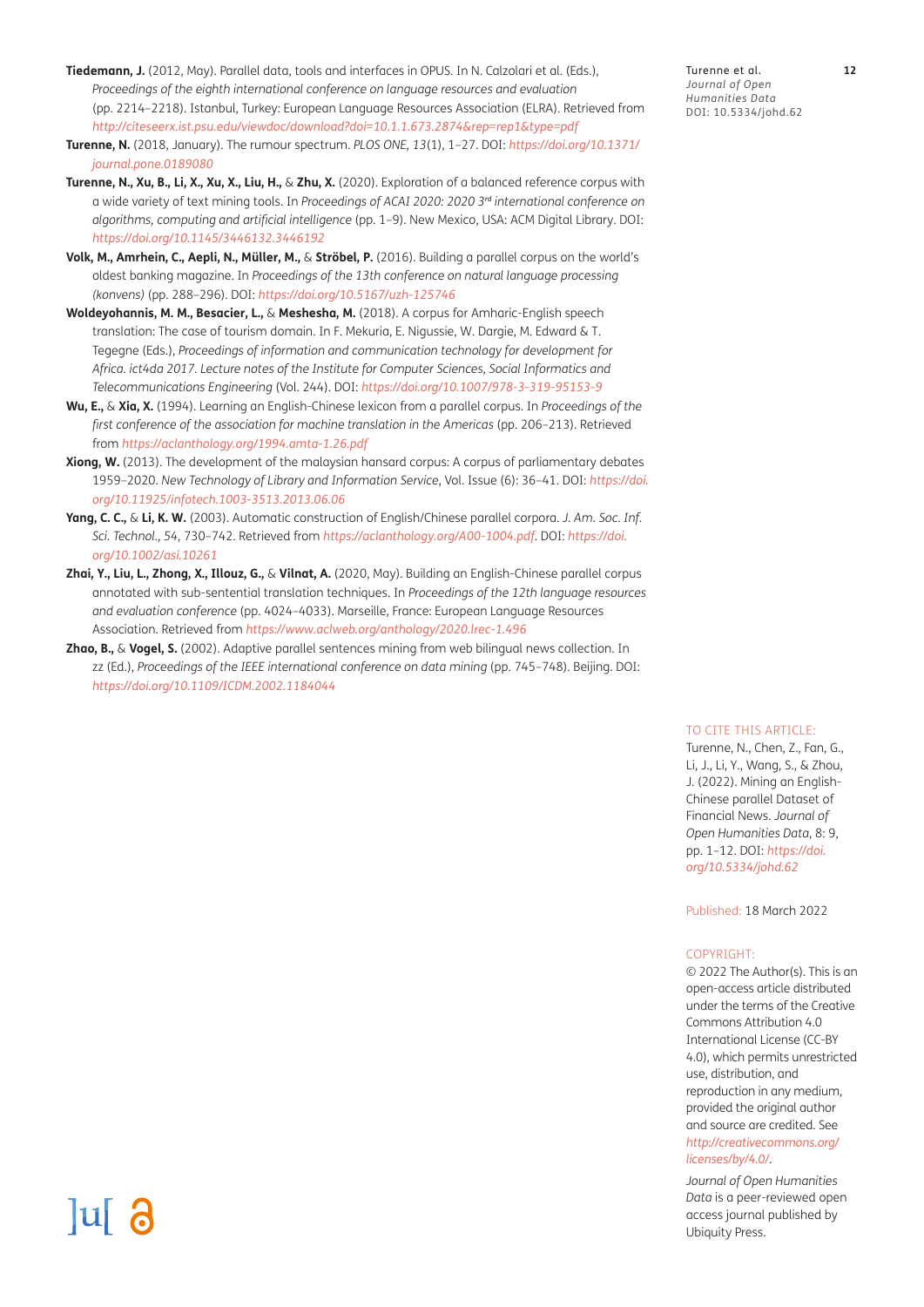**Tiedemann, J.** (2012, May). Parallel data, tools and interfaces in OPUS. In N. Calzolari et al. (Eds.), *Proceedings of the eighth international conference on language resources and evaluation* (pp. 2214–2218). Istanbul, Turkey: European Language Resources Association (ELRA). Retrieved from *http://citeseerx.ist.psu.edu/viewdoc/download?doi=10.1.1.673.2874&rep=rep1&type=pdf*

**Turenne, N.** (2018, January). The rumour spectrum. *PLOS ONE, 13*(1), 1–27. DOI: *https://doi.org/10.1371/journal.pone.0189080*

**Turenne, N., Xu, B., Li, X., Xu, X., Liu, H.,** & **Zhu, X.** (2020). Exploration of a balanced reference corpus with a wide variety of text mining tools. In *Proceedings of ACAI 2020: 2020 3rd international conference on algorithms, computing and artificial intelligence* (pp. 1–9). New Mexico, USA: ACM Digital Library. DOI: *https://doi.org/10.1145/3446132.3446192*

**Volk, M., Amrhein, C., Aepli, N., Müller, M.,** & **Ströbel, P.** (2016). Building a parallel corpus on the world's oldest banking magazine. In *Proceedings of the 13th conference on natural language processing (konvens)* (pp. 288–296). DOI: *https://doi.org/10.5167/uzh-125746*

**Woldeyohannis, M. M., Besacier, L.,** & **Meshesha, M.** (2018). A corpus for Amharic-English speech translation: The case of tourism domain. In F. Mekuria, E. Nigussie, W. Dargie, M. Edward & T. Tegegne (Eds.), *Proceedings of information and communication technology for development for Africa. ict4da 2017. Lecture notes of the Institute for Computer Sciences, Social Informatics and Telecommunications Engineering* (Vol. 244). DOI: *https://doi.org/10.1007/978-3-319-95153-9*

**Wu, E.,** & **Xia, X.** (1994). Learning an English-Chinese lexicon from a parallel corpus. In *Proceedings of the first conference of the association for machine translation in the Americas* (pp. 206–213). Retrieved from *https://aclanthology.org/1994.amta-1.26.pdf*

**Xiong, W.** (2013). The development of the malaysian hansard corpus: A corpus of parliamentary debates 1959–2020. *New Technology of Library and Information Service*, Vol. Issue (6): 36–41. DOI: *https://doi.org/10.11925/infotech.1003-3513.2013.06.06*

**Yang, C. C.,** & **Li, K. W.** (2003). Automatic construction of English/Chinese parallel corpora. *J. Am. Soc. Inf. Sci. Technol., 54*, 730–742. Retrieved from *https://aclanthology.org/A00-1004.pdf*. DOI: *https://doi.org/10.1002/asi.10261*

**Zhai, Y., Liu, L., Zhong, X., Illouz, G.,** & **Vilnat, A.** (2020, May). Building an English-Chinese parallel corpus annotated with sub-sentential translation techniques. In *Proceedings of the 12th language resources and evaluation conference* (pp. 4024–4033). Marseille, France: European Language Resources Association. Retrieved from *https://www.aclweb.org/anthology/2020.lrec-1.496*

**Zhao, B.,** & **Vogel, S.** (2002). Adaptive parallel sentences mining from web bilingual news collection. In zz (Ed.), *Proceedings of the IEEE international conference on data mining* (pp. 745–748). Beijing. DOI: *https://doi.org/10.1109/ICDM.2002.1184044*

TO CITE THIS ARTICLE:

Turenne, N., Chen, Z., Fan, G., Li, J., Li, Y., Wang, S., & Zhou, J. (2022). Mining an English-Chinese parallel Dataset of Financial News. *Journal of Open Humanities Data*, 8: 9, pp. 1–12. DOI: *https://doi.org/10.5334/johd.62*

Published: 18 March 2022

COPYRIGHT:

© 2022 The Author(s). This is an open-access article distributed under the terms of the Creative Commons Attribution 4.0 International License (CC-BY 4.0), which permits unrestricted use, distribution, and reproduction in any medium, provided the original author and source are credited. See *http://creativecommons.org/licenses/by/4.0/*.

*Journal of Open Humanities Data* is a peer-reviewed open access journal published by Ubiquity Press.